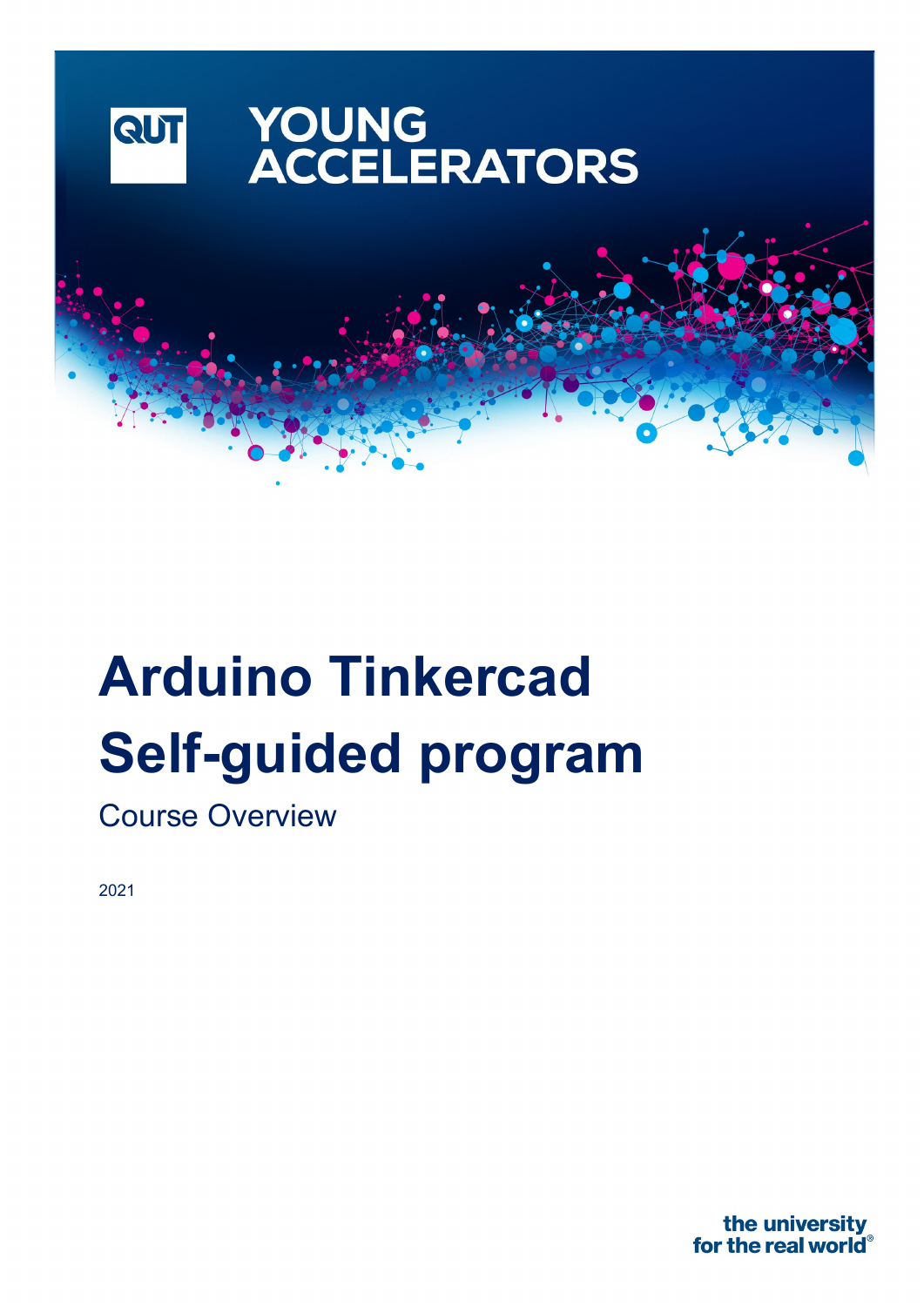QUT

YOUNG ACCELERATORS

# Arduino Tinkercad Self-guided program

Course Overview

2021

the university for the real world®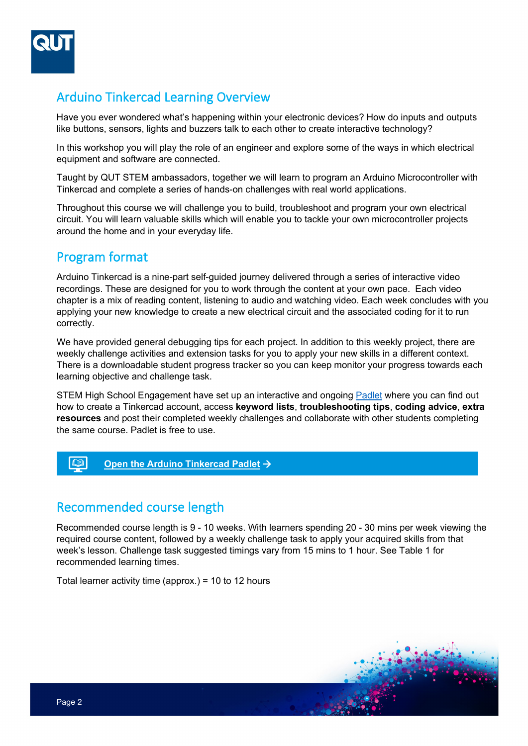## Arduino Tinkercad Learning Overview

Have you ever wondered what's happening within your electronic devices? How do inputs and outputs like buttons, sensors, lights and buzzers talk to each other to create interactive technology?

In this workshop you will play the role of an engineer and explore some of the ways in which electrical equipment and software are connected.

Taught by QUT STEM ambassadors, together we will learn to program an Arduino Microcontroller with Tinkercad and complete a series of hands-on challenges with real world applications.

Throughout this course we will challenge you to build, troubleshoot and program your own electrical circuit. You will learn valuable skills which will enable you to tackle your own microcontroller projects around the home and in your everyday life.

## Program format

Arduino Tinkercad is a nine-part self-guided journey delivered through a series of interactive video recordings. These are designed for you to work through the content at your own pace. Each video chapter is a mix of reading content, listening to audio and watching video. Each week concludes with you applying your new knowledge to create a new electrical circuit and the associated coding for it to run correctly.

We have provided general debugging tips for each project. In addition to this weekly project, there are weekly challenge activities and extension tasks for you to apply your new skills in a different context. There is a downloadable student progress tracker so you can keep monitor your progress towards each learning objective and challenge task.

STEM High School Engagement have set up an interactive and ongoing Padlet where you can find out how to create a Tinkercad account, access **keyword lists**, **troubleshooting tips**, **coding advice**, **extra resources** and post their completed weekly challenges and collaborate with other students completing the same course. Padlet is free to use.

**Open the Arduino Tinkercad Padlet →**

## Recommended course length

Recommended course length is 9 - 10 weeks. With learners spending 20 - 30 mins per week viewing the required course content, followed by a weekly challenge task to apply your acquired skills from that week's lesson. Challenge task suggested timings vary from 15 mins to 1 hour. See Table 1 for recommended learning times.

Total learner activity time (approx.) = 10 to 12 hours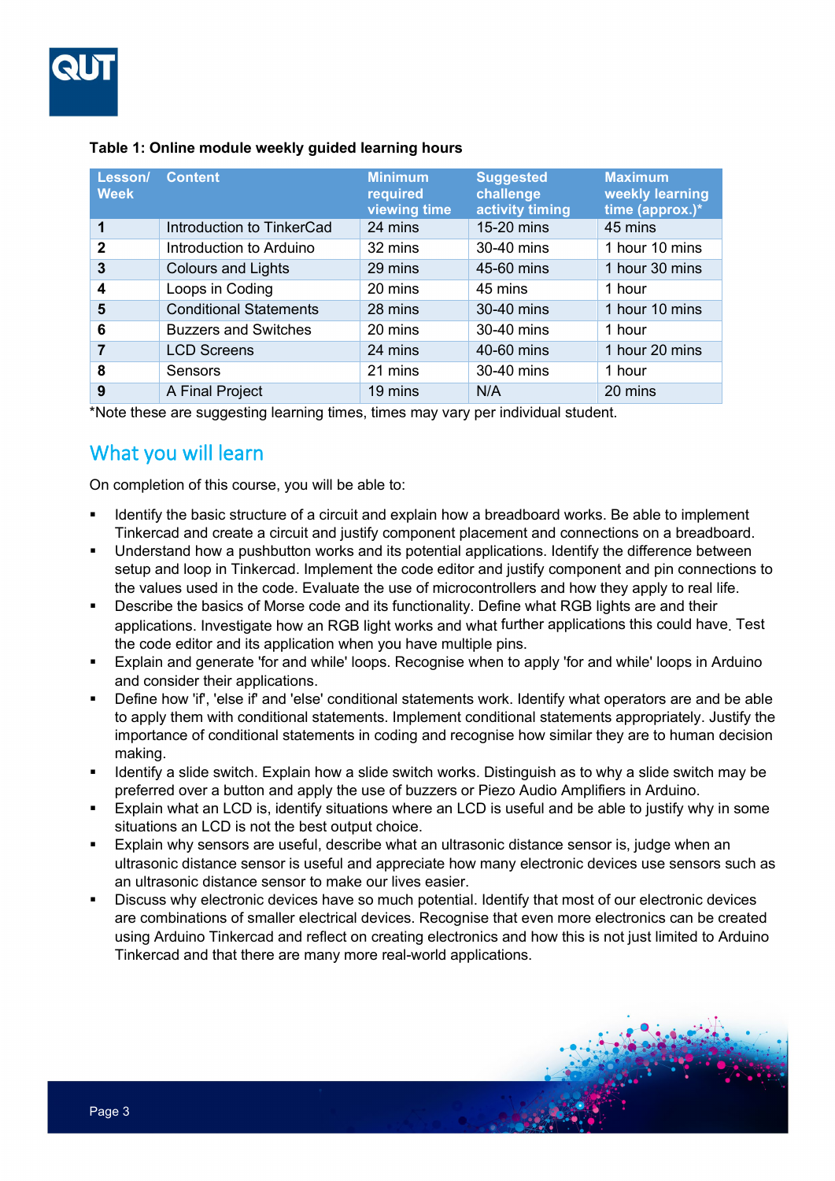**Table 1: Online module weekly guided learning hours**

| Lesson/ Week | Content | Minimum required viewing time | Suggested challenge activity timing | Maximum weekly learning time (approx.)* |
|---|---|---|---|---|
| **1** | Introduction to TinkerCad | 24 mins | 15-20 mins | 45 mins |
| **2** | Introduction to Arduino | 32 mins | 30-40 mins | 1 hour 10 mins |
| **3** | Colours and Lights | 29 mins | 45-60 mins | 1 hour 30 mins |
| **4** | Loops in Coding | 20 mins | 45 mins | 1 hour |
| **5** | Conditional Statements | 28 mins | 30-40 mins | 1 hour 10 mins |
| **6** | Buzzers and Switches | 20 mins | 30-40 mins | 1 hour |
| **7** | LCD Screens | 24 mins | 40-60 mins | 1 hour 20 mins |
| **8** | Sensors | 21 mins | 30-40 mins | 1 hour |
| **9** | A Final Project | 19 mins | N/A | 20 mins |

*Note these are suggesting learning times, times may vary per individual student.

## What you will learn

On completion of this course, you will be able to:

- Identify the basic structure of a circuit and explain how a breadboard works. Be able to implement Tinkercad and create a circuit and justify component placement and connections on a breadboard.
- Understand how a pushbutton works and its potential applications. Identify the difference between setup and loop in Tinkercad. Implement the code editor and justify component and pin connections to the values used in the code. Evaluate the use of microcontrollers and how they apply to real life.
- Describe the basics of Morse code and its functionality. Define what RGB lights are and their applications. Investigate how an RGB light works and what further applications this could have. Test the code editor and its application when you have multiple pins.
- Explain and generate 'for and while' loops. Recognise when to apply 'for and while' loops in Arduino and consider their applications.
- Define how 'if', 'else if' and 'else' conditional statements work. Identify what operators are and be able to apply them with conditional statements. Implement conditional statements appropriately. Justify the importance of conditional statements in coding and recognise how similar they are to human decision making.
- Identify a slide switch. Explain how a slide switch works. Distinguish as to why a slide switch may be preferred over a button and apply the use of buzzers or Piezo Audio Amplifiers in Arduino.
- Explain what an LCD is, identify situations where an LCD is useful and be able to justify why in some situations an LCD is not the best output choice.
- Explain why sensors are useful, describe what an ultrasonic distance sensor is, judge when an ultrasonic distance sensor is useful and appreciate how many electronic devices use sensors such as an ultrasonic distance sensor to make our lives easier.
- Discuss why electronic devices have so much potential. Identify that most of our electronic devices are combinations of smaller electrical devices. Recognise that even more electronics can be created using Arduino Tinkercad and reflect on creating electronics and how this is not just limited to Arduino Tinkercad and that there are many more real-world applications.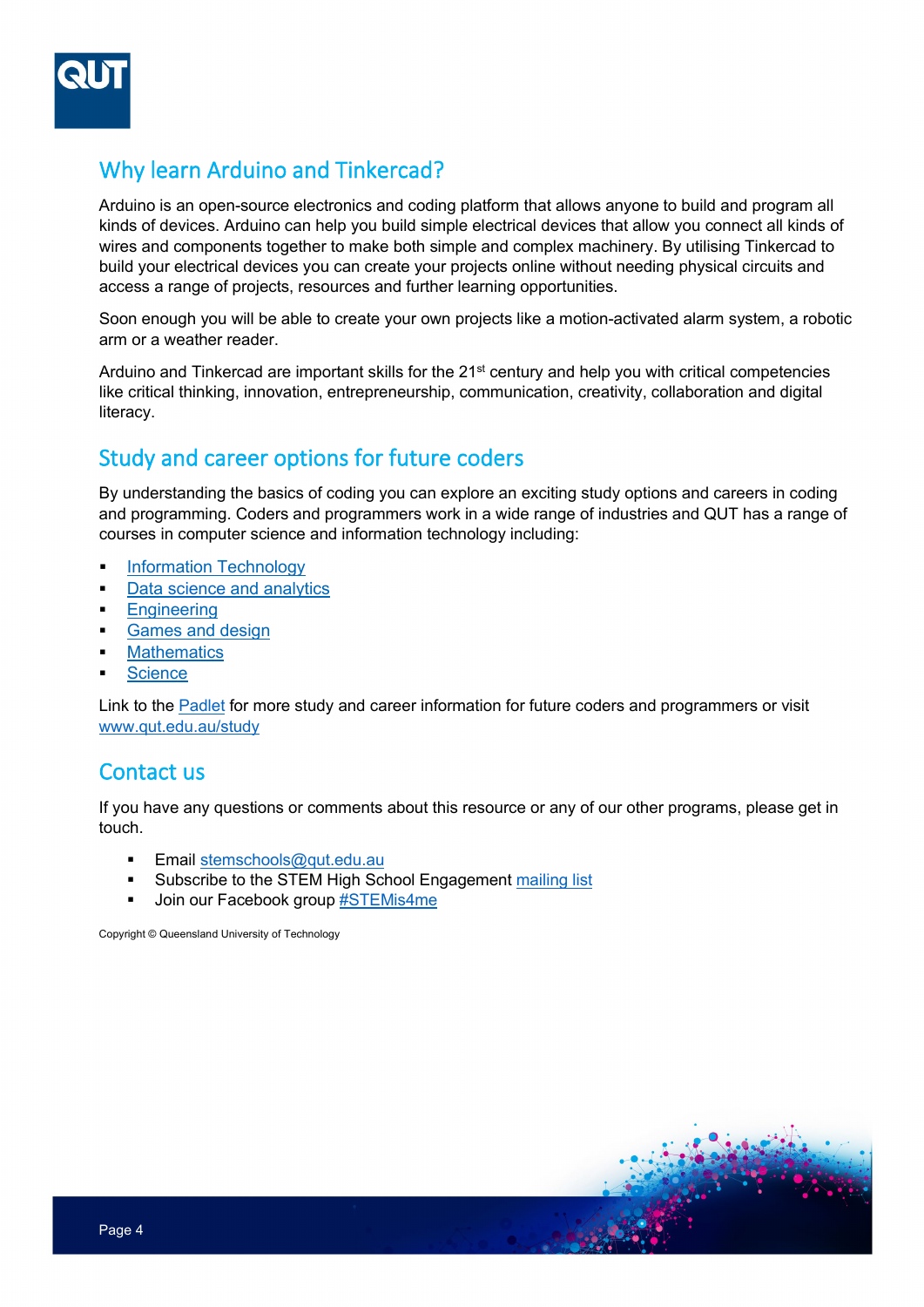## Why learn Arduino and Tinkercad?

Arduino is an open-source electronics and coding platform that allows anyone to build and program all kinds of devices. Arduino can help you build simple electrical devices that allow you connect all kinds of wires and components together to make both simple and complex machinery. By utilising Tinkercad to build your electrical devices you can create your projects online without needing physical circuits and access a range of projects, resources and further learning opportunities.

Soon enough you will be able to create your own projects like a motion-activated alarm system, a robotic arm or a weather reader.

Arduino and Tinkercad are important skills for the 21st century and help you with critical competencies like critical thinking, innovation, entrepreneurship, communication, creativity, collaboration and digital literacy.

## Study and career options for future coders

By understanding the basics of coding you can explore an exciting study options and careers in coding and programming. Coders and programmers work in a wide range of industries and QUT has a range of courses in computer science and information technology including:

- Information Technology
- Data science and analytics
- Engineering
- Games and design
- Mathematics
- Science

Link to the Padlet for more study and career information for future coders and programmers or visit www.qut.edu.au/study

## Contact us

If you have any questions or comments about this resource or any of our other programs, please get in touch.

- Email stemschools@qut.edu.au
- Subscribe to the STEM High School Engagement mailing list
- Join our Facebook group #STEMis4me

Copyright © Queensland University of Technology